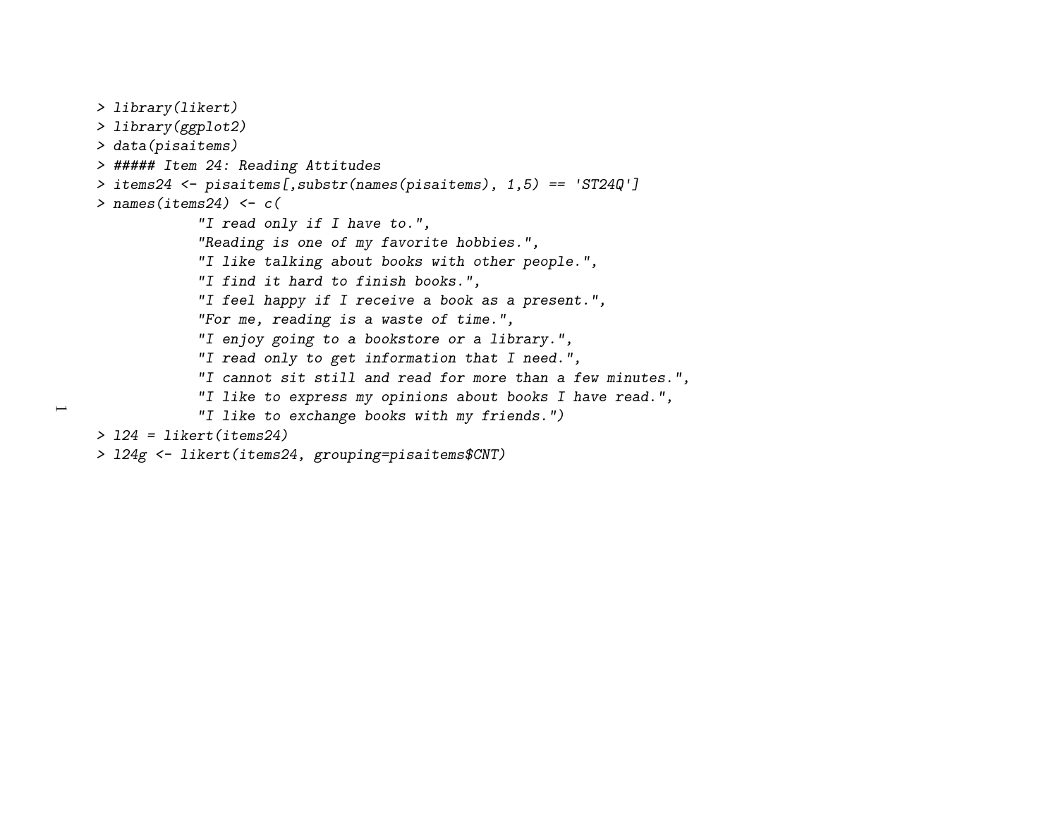```
> library(likert)
> library(ggplot2)
> data(pisaitems)
> ##### Item 24: Reading Attitudes
> items24 <- pisaitems[,substr(names(pisaitems), 1,5) == 'ST24Q']
> names(items24) <- c(
            "I read only if I have to.",
            "Reading is one of my favorite hobbies.",
            "I like talking about books with other people.",
            "I find it hard to finish books.",
            "I feel happy if I receive a book as a present.",
            "For me, reading is a waste of time.",
            "I enjoy going to a bookstore or a library.",
            "I read only to get information that I need.",
            "I cannot sit still and read for more than a few minutes.",
            "I like to express my opinions about books I have read.",
            "I like to exchange books with my friends.")
> l24 = likert(items24)
> l24g <- likert(items24, grouping=pisaitems$CNT)
```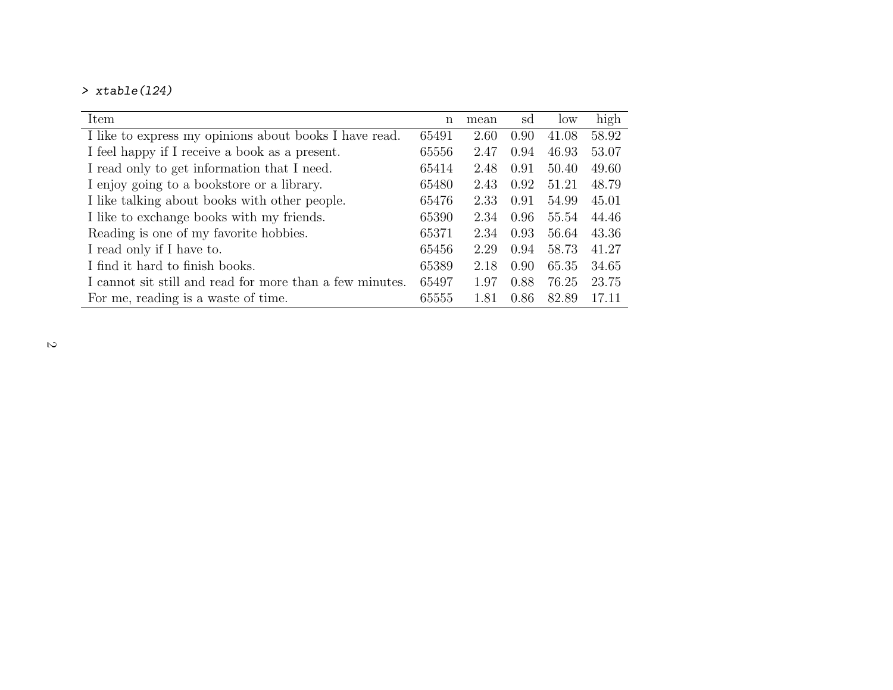```
> xtable(l24)
```

| Item | n | mean | sd | low | high |
|---|---|---|---|---|---|
| I like to express my opinions about books I have read. | 65491 | 2.60 | 0.90 | 41.08 | 58.92 |
| I feel happy if I receive a book as a present. | 65556 | 2.47 | 0.94 | 46.93 | 53.07 |
| I read only to get information that I need. | 65414 | 2.48 | 0.91 | 50.40 | 49.60 |
| I enjoy going to a bookstore or a library. | 65480 | 2.43 | 0.92 | 51.21 | 48.79 |
| I like talking about books with other people. | 65476 | 2.33 | 0.91 | 54.99 | 45.01 |
| I like to exchange books with my friends. | 65390 | 2.34 | 0.96 | 55.54 | 44.46 |
| Reading is one of my favorite hobbies. | 65371 | 2.34 | 0.93 | 56.64 | 43.36 |
| I read only if I have to. | 65456 | 2.29 | 0.94 | 58.73 | 41.27 |
| I find it hard to finish books. | 65389 | 2.18 | 0.90 | 65.35 | 34.65 |
| I cannot sit still and read for more than a few minutes. | 65497 | 1.97 | 0.88 | 76.25 | 23.75 |
| For me, reading is a waste of time. | 65555 | 1.81 | 0.86 | 82.89 | 17.11 |